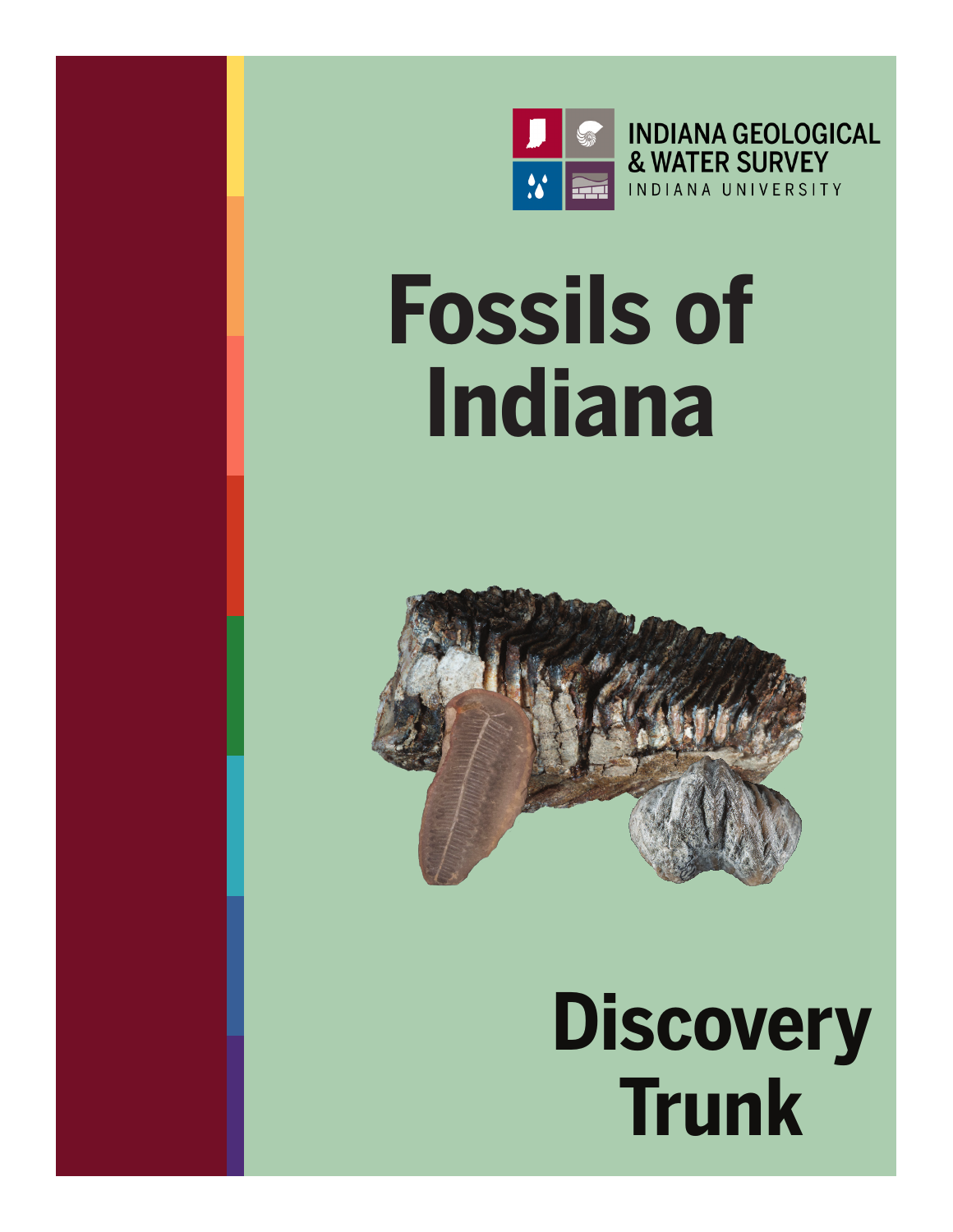INDIANA GEOLOGICAL & WATER SURVEY

INDIANA UNIVERSITY

# Fossils of Indiana

# Discovery Trunk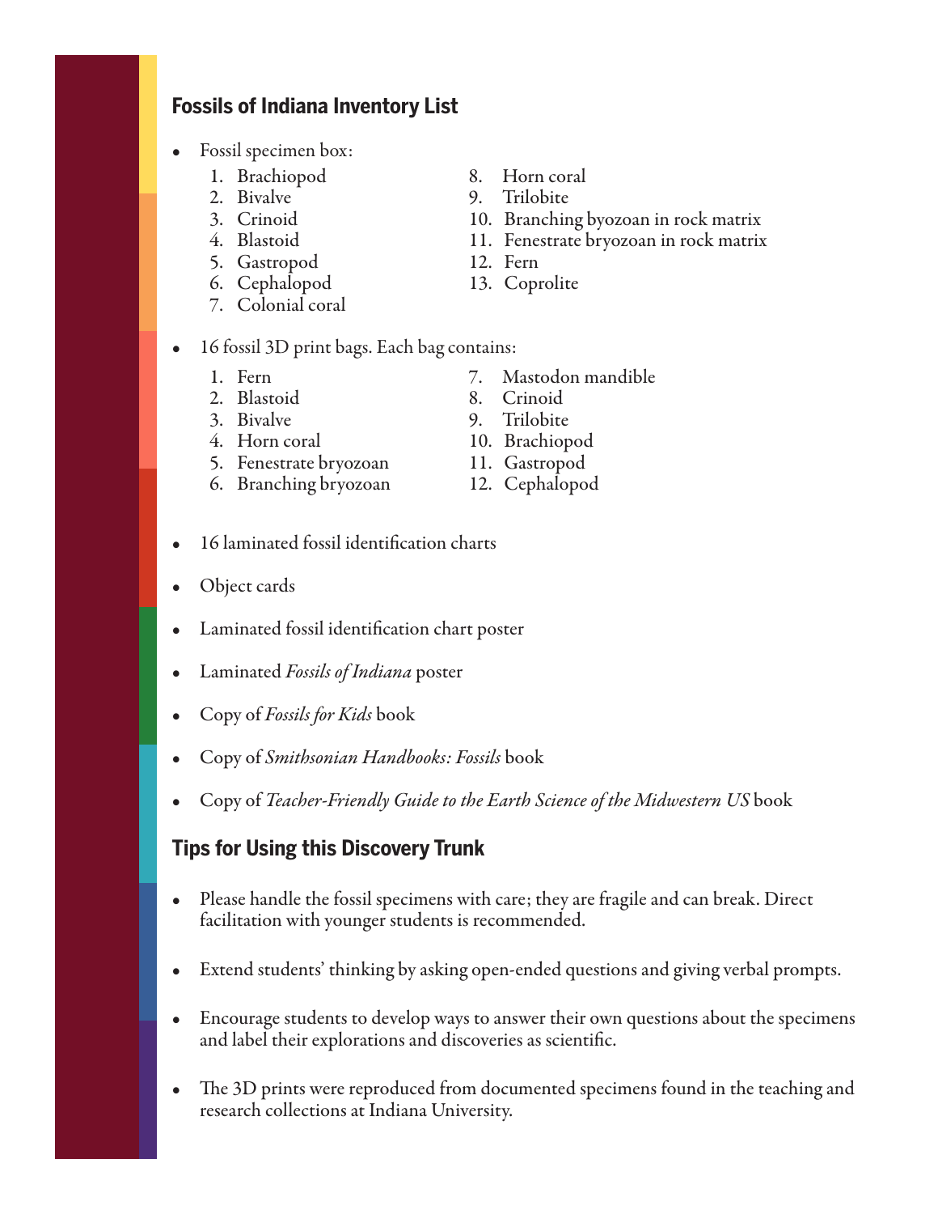## Fossils of Indiana Inventory List

- Fossil specimen box:
  1. Brachiopod
  2. Bivalve
  3. Crinoid
  4. Blastoid
  5. Gastropod
  6. Cephalopod
  7. Colonial coral
  8. Horn coral
  9. Trilobite
  10. Branching byozoan in rock matrix
  11. Fenestrate bryozoan in rock matrix
  12. Fern
  13. Coprolite

- 16 fossil 3D print bags. Each bag contains:
  1. Fern
  2. Blastoid
  3. Bivalve
  4. Horn coral
  5. Fenestrate bryozoan
  6. Branching bryozoan
  7. Mastodon mandible
  8. Crinoid
  9. Trilobite
  10. Brachiopod
  11. Gastropod
  12. Cephalopod

- 16 laminated fossil identification charts

- Object cards

- Laminated fossil identification chart poster

- Laminated *Fossils of Indiana* poster

- Copy of *Fossils for Kids* book

- Copy of *Smithsonian Handbooks: Fossils* book

- Copy of *Teacher-Friendly Guide to the Earth Science of the Midwestern US* book

## Tips for Using this Discovery Trunk

- Please handle the fossil specimens with care; they are fragile and can break. Direct facilitation with younger students is recommended.

- Extend students' thinking by asking open-ended questions and giving verbal prompts.

- Encourage students to develop ways to answer their own questions about the specimens and label their explorations and discoveries as scientific.

- The 3D prints were reproduced from documented specimens found in the teaching and research collections at Indiana University.